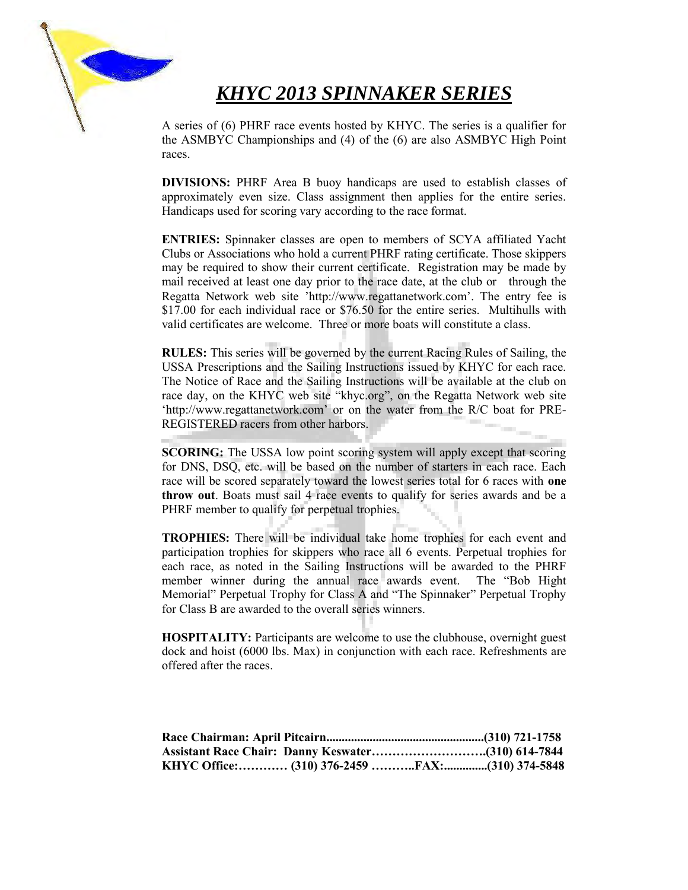# ***KHYC 2013 SPINNAKER SERIES***

A series of (6) PHRF race events hosted by KHYC. The series is a qualifier for the ASMBYC Championships and (4) of the (6) are also ASMBYC High Point races.

**DIVISIONS:** PHRF Area B buoy handicaps are used to establish classes of approximately even size. Class assignment then applies for the entire series. Handicaps used for scoring vary according to the race format.

**ENTRIES:** Spinnaker classes are open to members of SCYA affiliated Yacht Clubs or Associations who hold a current PHRF rating certificate. Those skippers may be required to show their current certificate. Registration may be made by mail received at least one day prior to the race date, at the club or through the Regatta Network web site 'http://www.regattanetwork.com'. The entry fee is $17.00 for each individual race or $76.50 for the entire series. Multihulls with valid certificates are welcome. Three or more boats will constitute a class.

**RULES:** This series will be governed by the current Racing Rules of Sailing, the USSA Prescriptions and the Sailing Instructions issued by KHYC for each race. The Notice of Race and the Sailing Instructions will be available at the club on race day, on the KHYC web site "khyc.org", on the Regatta Network web site 'http://www.regattanetwork.com' or on the water from the R/C boat for PRE-REGISTERED racers from other harbors.

**SCORING:** The USSA low point scoring system will apply except that scoring for DNS, DSQ, etc. will be based on the number of starters in each race. Each race will be scored separately toward the lowest series total for 6 races with **one throw out**. Boats must sail 4 race events to qualify for series awards and be a PHRF member to qualify for perpetual trophies.

**TROPHIES:** There will be individual take home trophies for each event and participation trophies for skippers who race all 6 events. Perpetual trophies for each race, as noted in the Sailing Instructions will be awarded to the PHRF member winner during the annual race awards event. The "Bob Hight Memorial" Perpetual Trophy for Class A and "The Spinnaker" Perpetual Trophy for Class B are awarded to the overall series winners.

**HOSPITALITY:** Participants are welcome to use the clubhouse, overnight guest dock and hoist (6000 lbs. Max) in conjunction with each race. Refreshments are offered after the races.

**Race Chairman: April Pitcairn..................................................(310) 721-1758**
**Assistant Race Chair: Danny Keswater……………………….(310) 614-7844**
**KHYC Office:………… (310) 376-2459 ………..FAX:.............(310) 374-5848**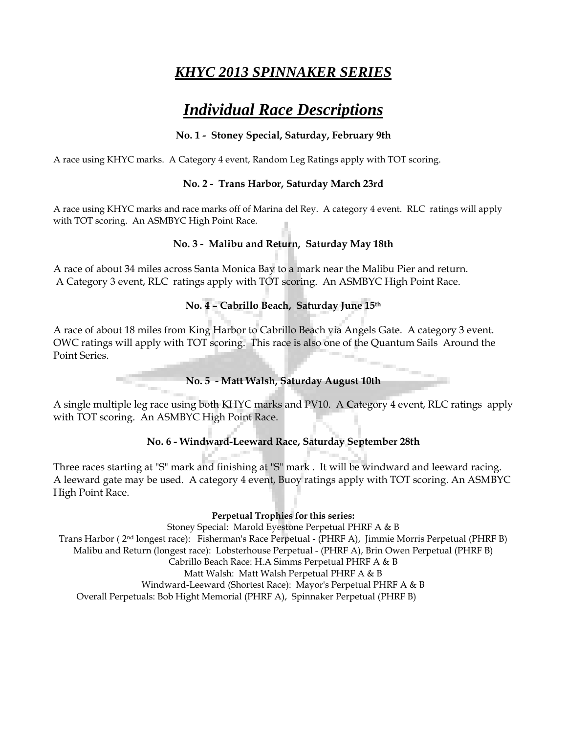# *KHYC 2013 SPINNAKER SERIES*

## *Individual Race Descriptions*

**No. 1 - Stoney Special, Saturday, February 9th**

A race using KHYC marks. A Category 4 event, Random Leg Ratings apply with TOT scoring.

**No. 2 - Trans Harbor, Saturday March 23rd**

A race using KHYC marks and race marks off of Marina del Rey. A category 4 event. RLC ratings will apply with TOT scoring. An ASMBYC High Point Race.

**No. 3 - Malibu and Return, Saturday May 18th**

A race of about 34 miles across Santa Monica Bay to a mark near the Malibu Pier and return. A Category 3 event, RLC ratings apply with TOT scoring. An ASMBYC High Point Race.

**No. 4 – Cabrillo Beach, Saturday June 15th**

A race of about 18 miles from King Harbor to Cabrillo Beach via Angels Gate. A category 3 event. OWC ratings will apply with TOT scoring. This race is also one of the Quantum Sails Around the Point Series.

**No. 5 - Matt Walsh, Saturday August 10th**

A single multiple leg race using both KHYC marks and PV10. A Category 4 event, RLC ratings apply with TOT scoring. An ASMBYC High Point Race.

**No. 6 - Windward-Leeward Race, Saturday September 28th**

Three races starting at "S" mark and finishing at "S" mark . It will be windward and leeward racing. A leeward gate may be used. A category 4 event, Buoy ratings apply with TOT scoring. An ASMBYC High Point Race.

**Perpetual Trophies for this series:**

Stoney Special: Marold Eyestone Perpetual PHRF A & B
Trans Harbor ( 2nd longest race): Fisherman's Race Perpetual - (PHRF A), Jimmie Morris Perpetual (PHRF B)
Malibu and Return (longest race): Lobsterhouse Perpetual - (PHRF A), Brin Owen Perpetual (PHRF B)
Cabrillo Beach Race: H.A Simms Perpetual PHRF A & B
Matt Walsh: Matt Walsh Perpetual PHRF A & B
Windward-Leeward (Shortest Race): Mayor's Perpetual PHRF A & B
Overall Perpetuals: Bob Hight Memorial (PHRF A), Spinnaker Perpetual (PHRF B)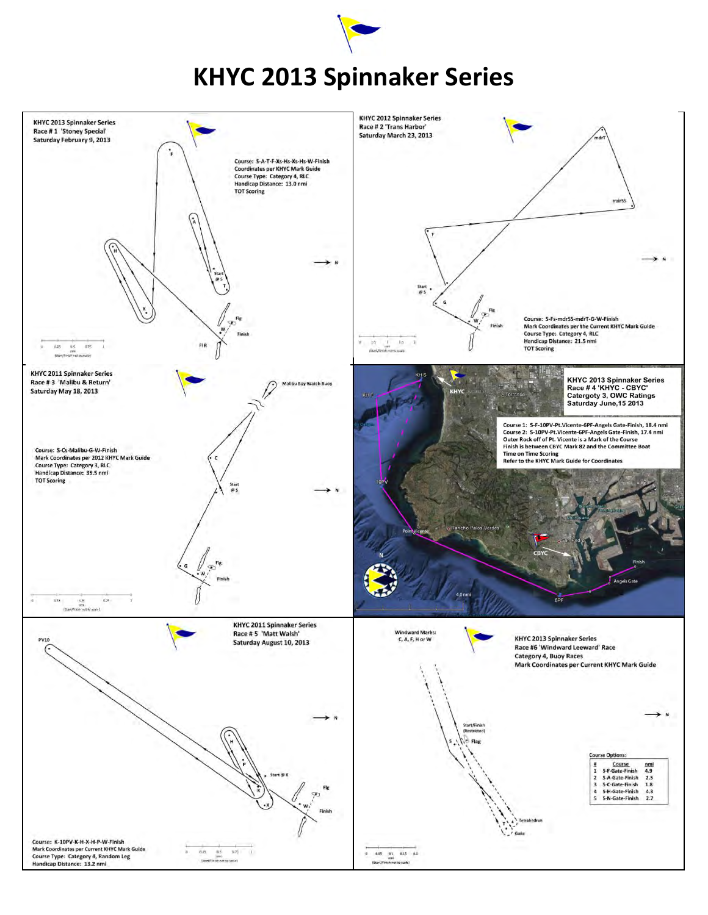# KHYC 2013 Spinnaker Series

KHYC 2013 Spinnaker Series
Race # 1 'Stoney Special'
Saturday February 9, 2013

Course: S-A-T-F-Xs-Hs-Xs-Hs-W-Finish
Coordinates per KHYC Mark Guide
Course Type: Category 4, RLC
Handicap Distance: 13.0 nmi
TOT Scoring

F
A
H
X
Start @ S
T
Flg
W
Finish
Fl R
N

0 0.25 0.5 0.75 1
nmi
(Start/Finish not to scale)

KHYC 2012 Spinnaker Series
Race # 2 'Trans Harbor'
Saturday March 23, 2013

mdrT
mdrSS
F
Start @ S
G
Flg
W
Finish
N

Course: S-Fs-mdrSS-mdrT-G-W-Finish
Mark Coordinates per the Current KHYC Mark Guide
Course Type: Category 4, RLC
Handicap Distance: 21.5 nmi
TOT Scoring

0 0.5 1 1.5 2
nmi
(Start/Finish not to scale)

KHYC 2011 Spinnaker Series
Race # 3 'Malibu & Return'
Saturday May 18, 2013

Malibu Bay Watch Buoy

Course: S-Cs-Malibu-G-W-Finish
Mark Coordinates per 2012 KHYC Mark Guide
Course Type: Category 3, RLC
Handicap Distance: 35.5 nmi
TOT Scoring

C
Start @ S
N
G
Flg
W
Finish

0 0.25 0.5 0.75 1
nmi
(Start/Finish not to scale)

KHYC 2013 Spinnaker Series
Race # 4 'KHYC - CBYC'
Catergoty 3, OWC Ratings
Saturday June,15 2013

Course 1: S-F-10PV-Pt.Vicente-6PF-Angels Gate-Finish, 18.4 nmi
Course 2: S-10PV-Pt.Vicente-6PF-Angels Gate-Finish, 17.4 nmi
Outer Rock off of Pt. Vicente is a Mark of the Course
Finish is between CBYC Mark 82 and the Committee Boat
Time on Time Scoring
Refer to the KHYC Mark Guide for Coordinates

KH S
KH F
KHYC
Torrance
10PV
Point Vicente
Rancho Palos Verdes
San Pedro
CBYC
Finish
Angels Gate
6PF
4.0 nmi
N

KHYC 2011 Spinnaker Series
Race # 5 'Matt Walsh'
Saturday August 10, 2013

PV10
H
P
Start @ K
K
X
Flg
W
Finish
N

Course: K-10PV-K-H-X-H-P-W-Finish
Mark Coordinates per Current KHYC Mark Guide
Course Type: Category 4, Random Leg
Handicap Distance: 13.2 nmi

0 0.25 0.5 0.75 1
nmi
(Start/Finish not to scale)

Windward Marks:
C, A, F, H or W

KHYC 2013 Spinnaker Series
Race #6 'Windward Leeward' Race
Category 4, Buoy Races
Mark Coordinates per Current KHYC Mark Guide

Start/Finish
(Restricted)
S
Flag
N
Tetrahedron
T
Gate

Course Options:

| # | Course | nmi |
|---|---|---|
| 1 | S-F-Gate-Finish | 4.9 |
| 2 | S-A-Gate-Finish | 2.5 |
| 3 | S-C-Gate-Finish | 1.8 |
| 4 | S-H-Gate-Finish | 4.3 |
| 5 | S-N-Gate-Finish | 2.7 |

0 0.05 0.1 0.15 0.2
nmi
(Start/Finish not to scale)